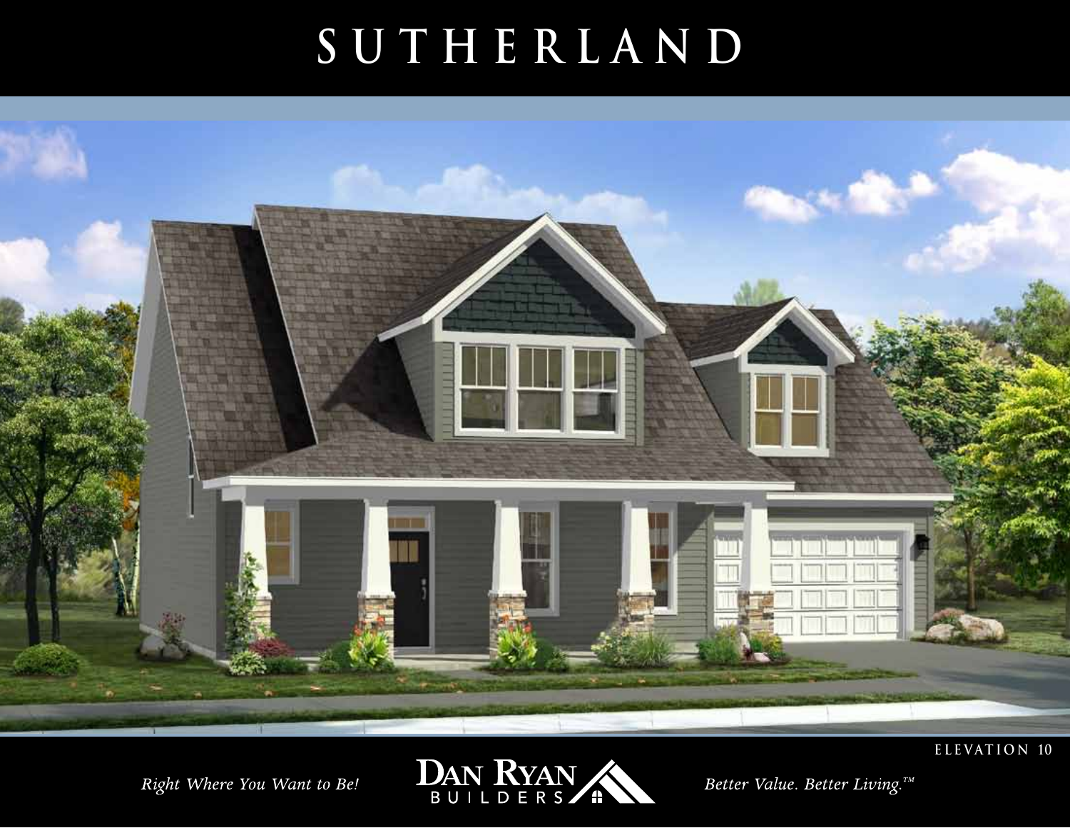# SUTHERLAND

ELEVATION 10

*Right Where You Want to Be!*

DAN RYAN BUILDERS

*Better Value. Better Living.™*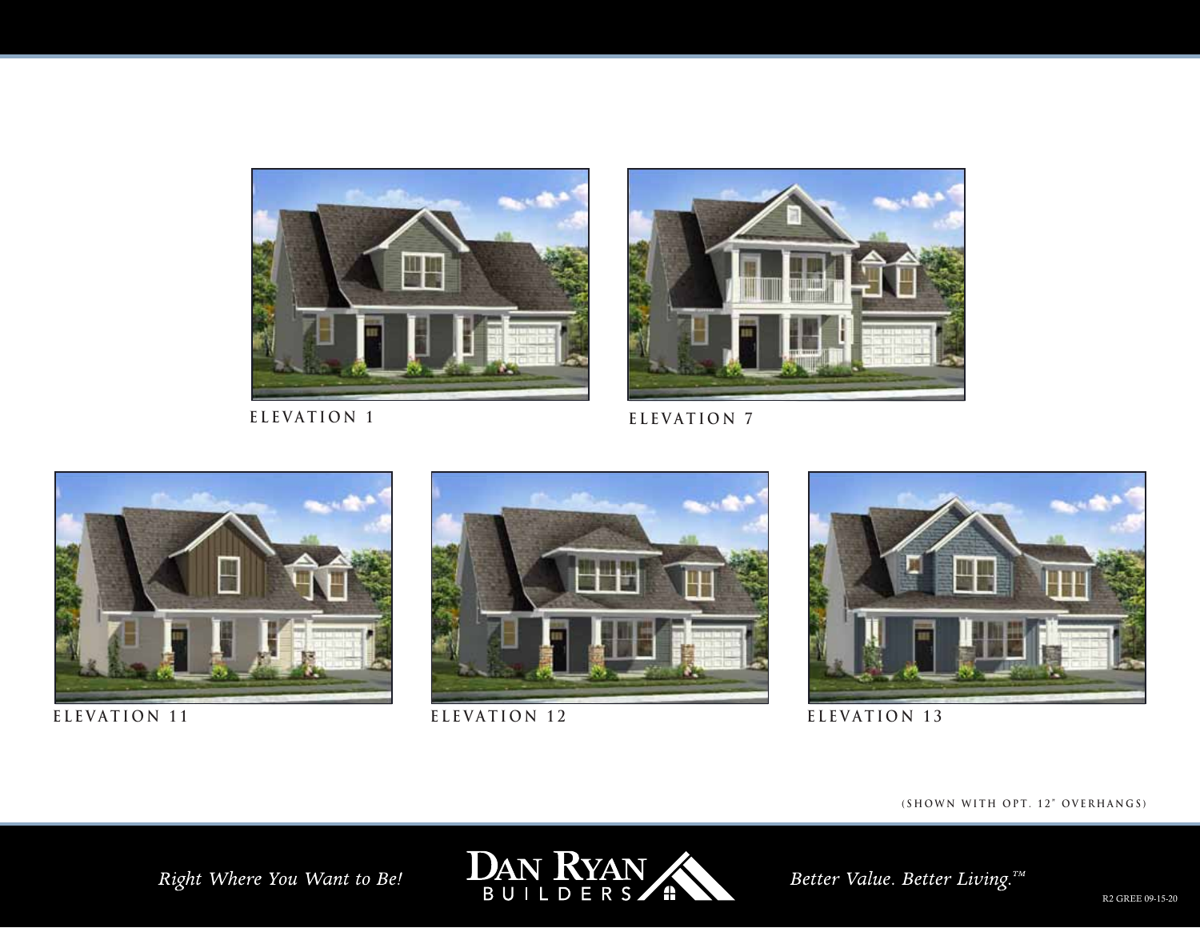ELEVATION 1

ELEVATION 7

ELEVATION 11

ELEVATION 12

ELEVATION 13

(SHOWN WITH OPT. 12" OVERHANGS)

*Right Where You Want to Be!*

DAN RYAN BUILDERS

*Better Value. Better Living.™*

R2 GREE 09-15-20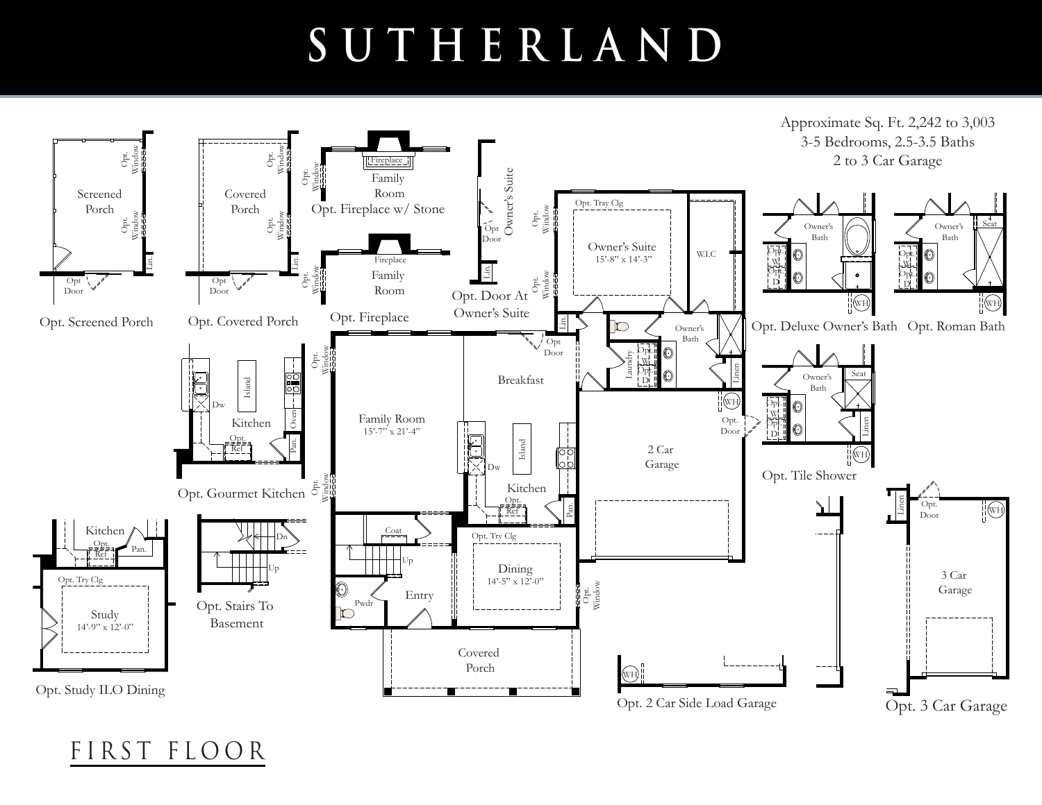# SUTHERLAND

Approximate Sq. Ft. 2,242 to 3,003
3-5 Bedrooms, 2.5-3.5 Baths
2 to 3 Car Garage

Opt. Screened Porch
Screened Porch
Opt. Window
Opt. Window
Lin.
Opt. Door

Opt. Covered Porch
Covered Porch
Opt. Window
Opt. Window
Lin.
Opt. Door

Opt. Fireplace w/ Stone
Fireplace
Family Room
Opt. Window

Opt. Fireplace
Fireplace
Family Room
Opt. Window

Opt. Door At Owner's Suite
Owner's Suite
Opt. Door
Lin.

Owner's Suite
15'-8" x 14'-3"
Opt. Tray Clg
Opt. Window
Opt. Window
W.I.C
Lin.
Owner's Bath
Laundry
Opt. W
Opt. D
Linen
Opt. Door

Opt. Deluxe Owner's Bath
Owner's Bath
Opt. W
Opt. D
WH

Opt. Roman Bath
Owner's Bath
Seat
Opt. W
Opt. D
WH

Opt. Tile Shower
Owner's Bath
Seat
Opt. W
Opt. D
Linen
WH

Opt. Gourmet Kitchen
Kitchen
Island
Dw
Oven
Opt. Ref
Pan.

Family Room
15'-7" x 21'-4"
Opt. Window
Opt. Window

Breakfast

Kitchen
Island
Dw
Opt. Ref
Pan.

2 Car Garage
WH
Opt. Door

Opt. 3 Car Garage
3 Car Garage
Linen
Opt. Door
WH

Opt. Study ILO Dining
Kitchen
Opt. Ref
Pan.
Opt. Try Clg
Study
14'-9" x 12'-0"

Opt. Stairs To Basement
Dn
Up

Coat
Up
Pwdr
Entry

Dining
14'-5" x 12'-0"
Opt. Try Clg
Opt. Window

Covered Porch

Opt. 2 Car Side Load Garage
WH

FIRST FLOOR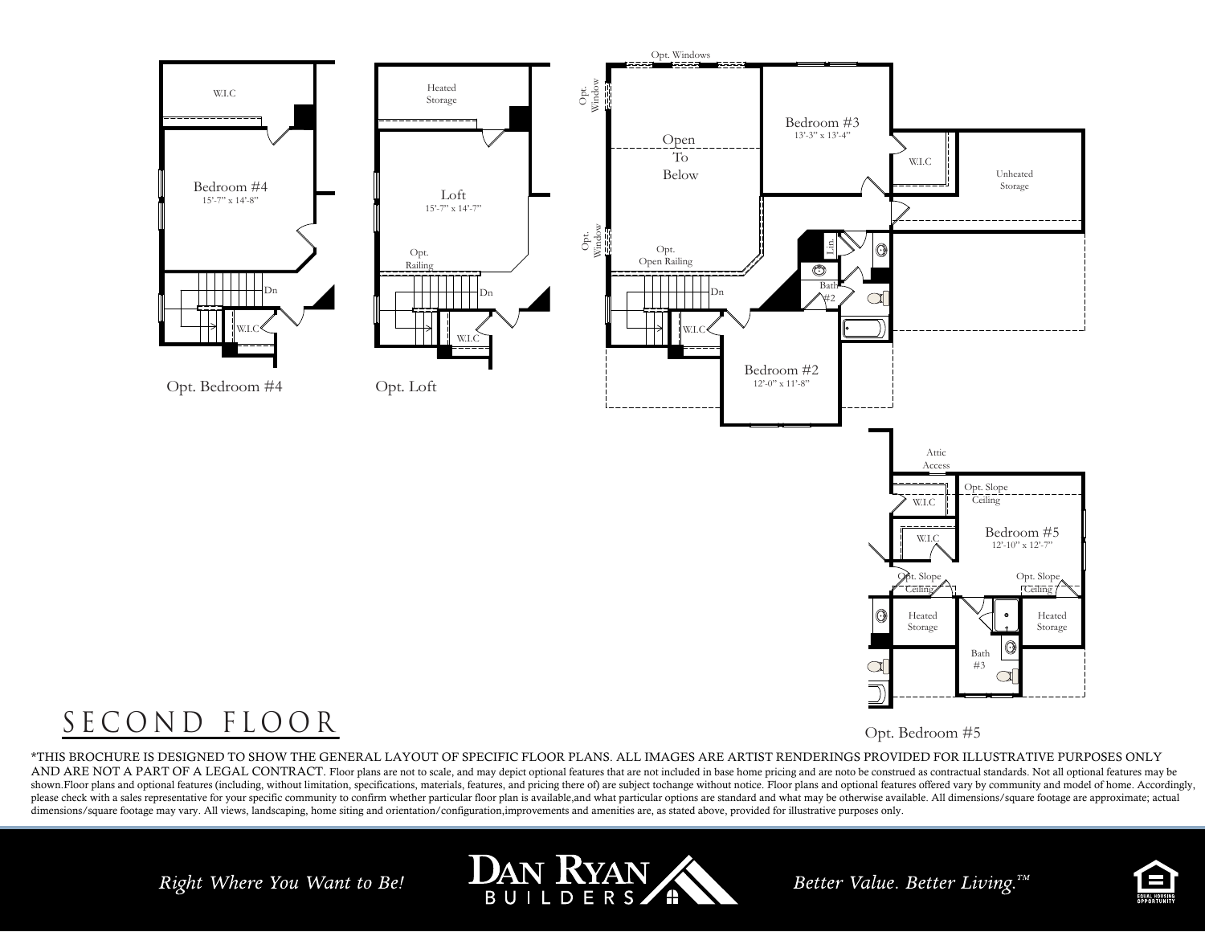W.I.C

Bedroom #4
15'-7" x 14'-8"

Dn

W.I.C

Opt. Bedroom #4

Heated Storage

Loft
15'-7" x 14'-7"

Opt. Railing

Dn

W.I.C

Opt. Loft

Opt. Windows

Opt. Window

Open To Below

Opt. Window

Opt. Open Railing

Dn

W.I.C

Bedroom #3
13'-3" x 13'-4"

W.I.C

Unheated Storage

Lin.

Bath #2

Bedroom #2
12'-0" x 11'-8"

Attic Access

W.I.C

Opt. Slope Ceiling

W.I.C

Bedroom #5
12'-10" x 12'-7"

Opt. Slope Ceiling

Opt. Slope Ceiling

Heated Storage

Heated Storage

Bath #3

Opt. Bedroom #5

# SECOND FLOOR

*THIS BROCHURE IS DESIGNED TO SHOW THE GENERAL LAYOUT OF SPECIFIC FLOOR PLANS. ALL IMAGES ARE ARTIST RENDERINGS PROVIDED FOR ILLUSTRATIVE PURPOSES ONLY AND ARE NOT A PART OF A LEGAL CONTRACT. Floor plans are not to scale, and may depict optional features that are not included in base home pricing and are noto be construed as contractual standards. Not all optional features may be shown.Floor plans and optional features (including, without limitation, specifications, materials, features, and pricing there of) are subject tochange without notice. Floor plans and optional features offered vary by community and model of home. Accordingly, please check with a sales representative for your specific community to confirm whether particular floor plan is available,and what particular options are standard and what may be otherwise available. All dimensions/square footage are approximate; actual dimensions/square footage may vary. All views, landscaping, home siting and orientation/configuration,improvements and amenities are, as stated above, provided for illustrative purposes only.

*Right Where You Want to Be!*

DAN RYAN BUILDERS

*Better Value. Better Living.™*

EQUAL HOUSING OPPORTUNITY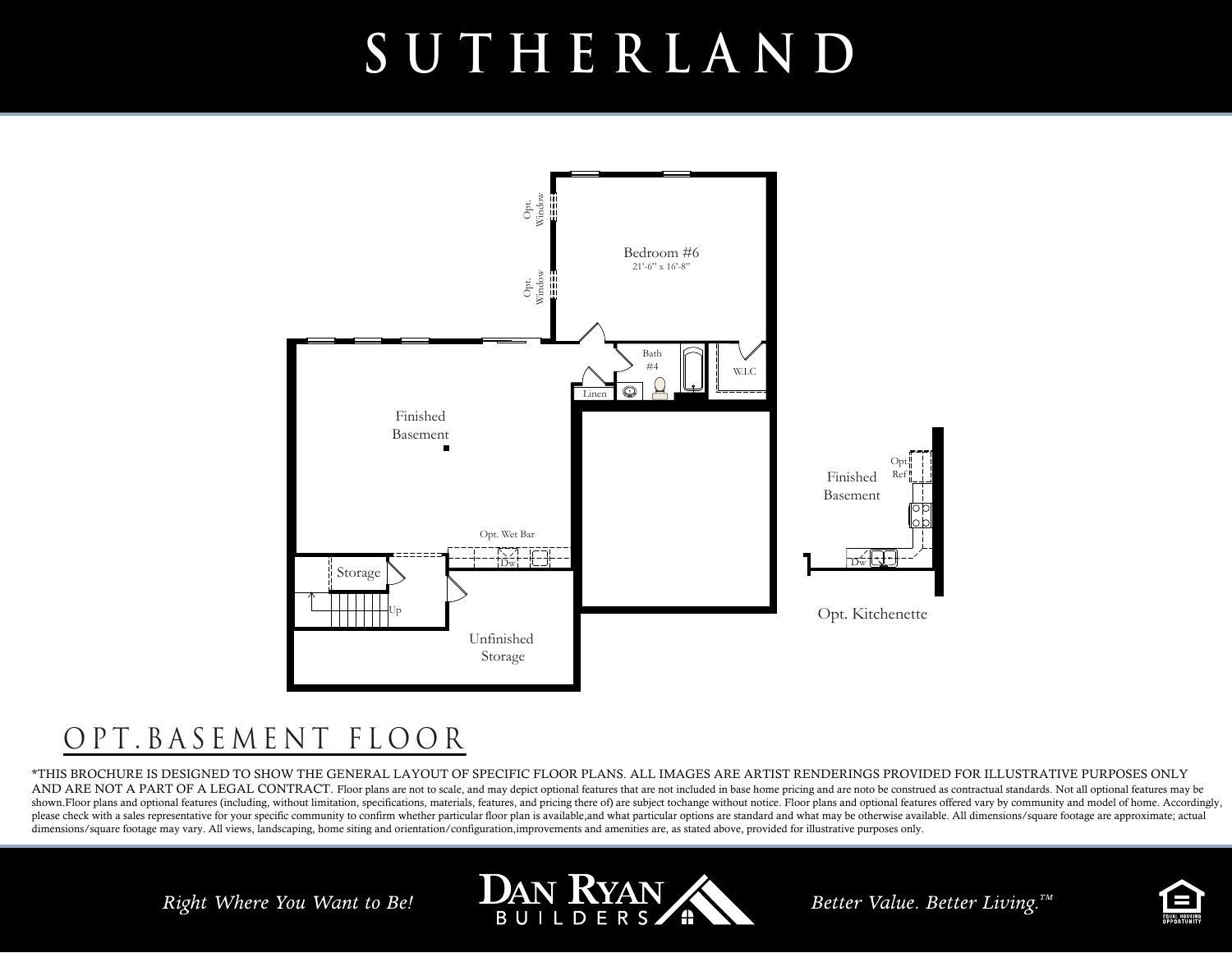# SUTHERLAND

Bedroom #6
21'-6" x 16'-8"

Opt. Window

Opt. Window

Bath #4

W.I.C

Linen

Finished Basement

Opt. Wet Bar

Dw

Storage

Up

Unfinished Storage

Finished Basement

Opt. Ref

Dw

Opt. Kitchenette

## OPT. BASEMENT FLOOR

*THIS BROCHURE IS DESIGNED TO SHOW THE GENERAL LAYOUT OF SPECIFIC FLOOR PLANS. ALL IMAGES ARE ARTIST RENDERINGS PROVIDED FOR ILLUSTRATIVE PURPOSES ONLY AND ARE NOT A PART OF A LEGAL CONTRACT. Floor plans are not to scale, and may depict optional features that are not included in base home pricing and are noto be construed as contractual standards. Not all optional features may be shown.Floor plans and optional features (including, without limitation, specifications, materials, features, and pricing there of) are subject tochange without notice. Floor plans and optional features offered vary by community and model of home. Accordingly, please check with a sales representative for your specific community to confirm whether particular floor plan is available,and what particular options are standard and what may be otherwise available. All dimensions/square footage are approximate; actual dimensions/square footage may vary. All views, landscaping, home siting and orientation/configuration,improvements and amenities are, as stated above, provided for illustrative purposes only.

*Right Where You Want to Be!*

DAN RYAN BUILDERS

*Better Value. Better Living.™*